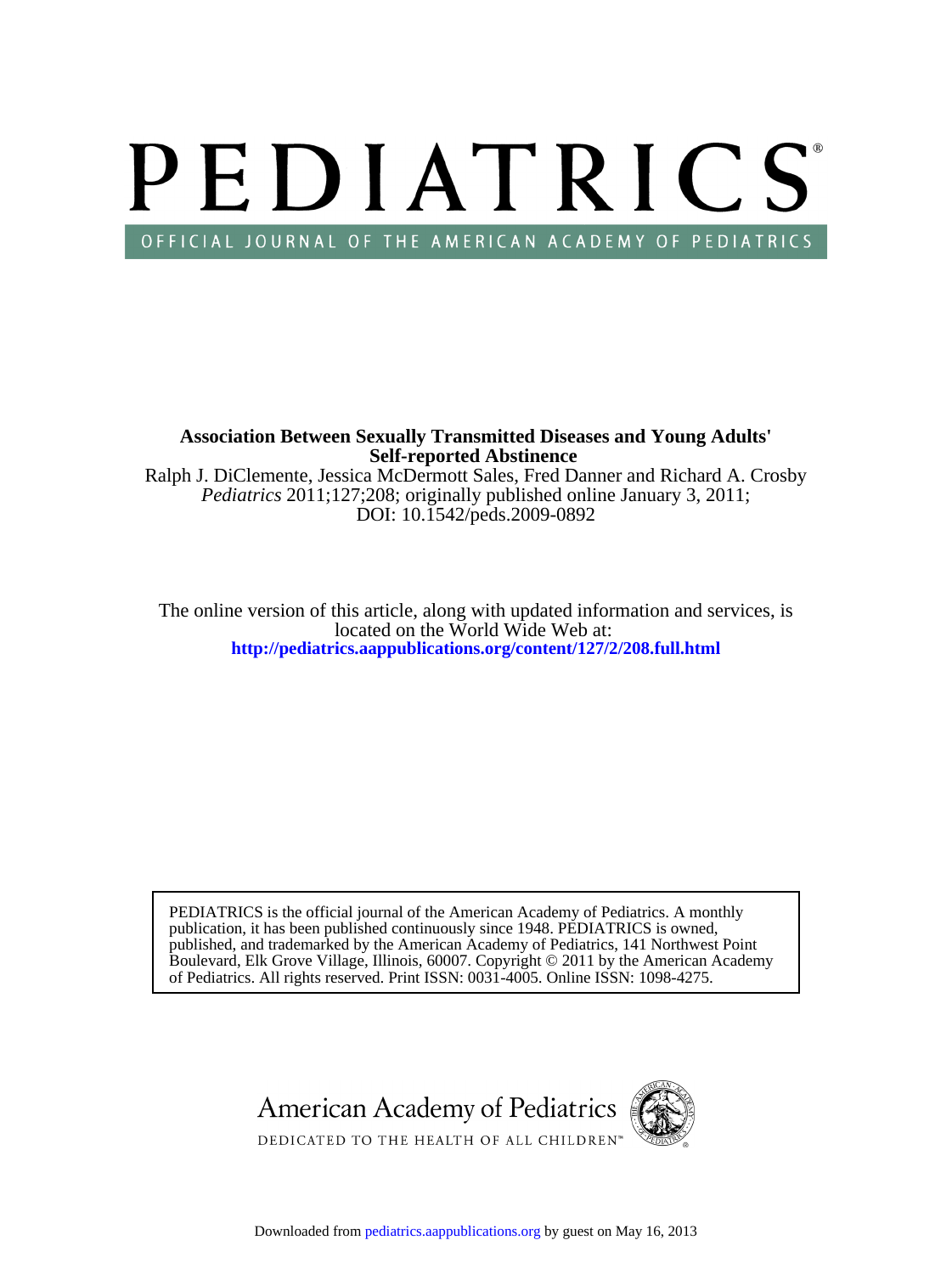# PEDIATRICS®

OFFICIAL JOURNAL OF THE AMERICAN ACADEMY OF PEDIATRICS

**Association Between Sexually Transmitted Diseases and Young Adults' Self-reported Abstinence**

Ralph J. DiClemente, Jessica McDermott Sales, Fred Danner and Richard A. Crosby

*Pediatrics* 2011;127;208; originally published online January 3, 2011;

DOI: 10.1542/peds.2009-0892

The online version of this article, along with updated information and services, is located on the World Wide Web at:

**http://pediatrics.aappublications.org/content/127/2/208.full.html**

PEDIATRICS is the official journal of the American Academy of Pediatrics. A monthly publication, it has been published continuously since 1948. PEDIATRICS is owned, published, and trademarked by the American Academy of Pediatrics, 141 Northwest Point Boulevard, Elk Grove Village, Illinois, 60007. Copyright © 2011 by the American Academy of Pediatrics. All rights reserved. Print ISSN: 0031-4005. Online ISSN: 1098-4275.

American Academy of Pediatrics

DEDICATED TO THE HEALTH OF ALL CHILDREN™

Downloaded from pediatrics.aappublications.org by guest on May 16, 2013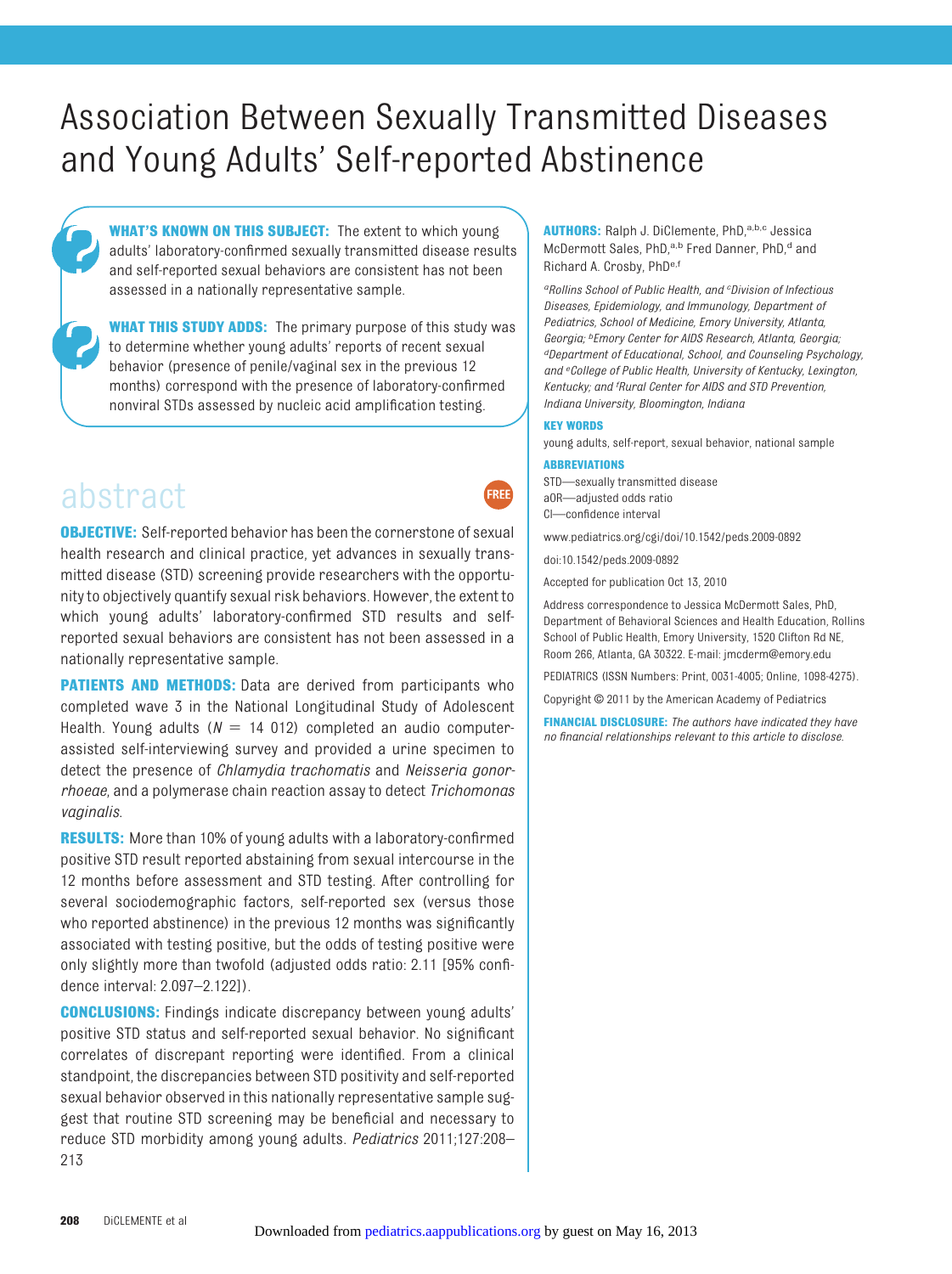# Association Between Sexually Transmitted Diseases and Young Adults' Self-reported Abstinence

**WHAT'S KNOWN ON THIS SUBJECT:** The extent to which young adults' laboratory-confirmed sexually transmitted disease results and self-reported sexual behaviors are consistent has not been assessed in a nationally representative sample.

**WHAT THIS STUDY ADDS:** The primary purpose of this study was to determine whether young adults' reports of recent sexual behavior (presence of penile/vaginal sex in the previous 12 months) correspond with the presence of laboratory-confirmed nonviral STDs assessed by nucleic acid amplification testing.

## abstract

FREE

**OBJECTIVE:** Self-reported behavior has been the cornerstone of sexual health research and clinical practice, yet advances in sexually transmitted disease (STD) screening provide researchers with the opportunity to objectively quantify sexual risk behaviors. However, the extent to which young adults' laboratory-confirmed STD results and self-reported sexual behaviors are consistent has not been assessed in a nationally representative sample.

**PATIENTS AND METHODS:** Data are derived from participants who completed wave 3 in the National Longitudinal Study of Adolescent Health. Young adults ($N = 14\,012$) completed an audio computer-assisted self-interviewing survey and provided a urine specimen to detect the presence of *Chlamydia trachomatis* and *Neisseria gonorrhoeae*, and a polymerase chain reaction assay to detect *Trichomonas vaginalis*.

**RESULTS:** More than 10% of young adults with a laboratory-confirmed positive STD result reported abstaining from sexual intercourse in the 12 months before assessment and STD testing. After controlling for several sociodemographic factors, self-reported sex (versus those who reported abstinence) in the previous 12 months was significantly associated with testing positive, but the odds of testing positive were only slightly more than twofold (adjusted odds ratio: 2.11 [95% confidence interval: 2.097–2.122]).

**CONCLUSIONS:** Findings indicate discrepancy between young adults' positive STD status and self-reported sexual behavior. No significant correlates of discrepant reporting were identified. From a clinical standpoint, the discrepancies between STD positivity and self-reported sexual behavior observed in this nationally representative sample suggest that routine STD screening may be beneficial and necessary to reduce STD morbidity among young adults. *Pediatrics* 2011;127:208–213

**AUTHORS:** Ralph J. DiClemente, PhD,[a,b,c] Jessica McDermott Sales, PhD,[a,b] Fred Danner, PhD,[d] and Richard A. Crosby, PhD[e,f]

[a]*Rollins School of Public Health, and* [c]*Division of Infectious Diseases, Epidemiology, and Immunology, Department of Pediatrics, School of Medicine, Emory University, Atlanta, Georgia;* [b]*Emory Center for AIDS Research, Atlanta, Georgia;* [d]*Department of Educational, School, and Counseling Psychology, and* [e]*College of Public Health, University of Kentucky, Lexington, Kentucky; and* [f]*Rural Center for AIDS and STD Prevention, Indiana University, Bloomington, Indiana*

**KEY WORDS**

young adults, self-report, sexual behavior, national sample

**ABBREVIATIONS**

STD—sexually transmitted disease
aOR—adjusted odds ratio
CI—confidence interval

www.pediatrics.org/cgi/doi/10.1542/peds.2009-0892

doi:10.1542/peds.2009-0892

Accepted for publication Oct 13, 2010

Address correspondence to Jessica McDermott Sales, PhD, Department of Behavioral Sciences and Health Education, Rollins School of Public Health, Emory University, 1520 Clifton Rd NE, Room 266, Atlanta, GA 30322. E-mail: jmcderm@emory.edu

PEDIATRICS (ISSN Numbers: Print, 0031-4005; Online, 1098-4275).

Copyright © 2011 by the American Academy of Pediatrics

**FINANCIAL DISCLOSURE:** *The authors have indicated they have no financial relationships relevant to this article to disclose.*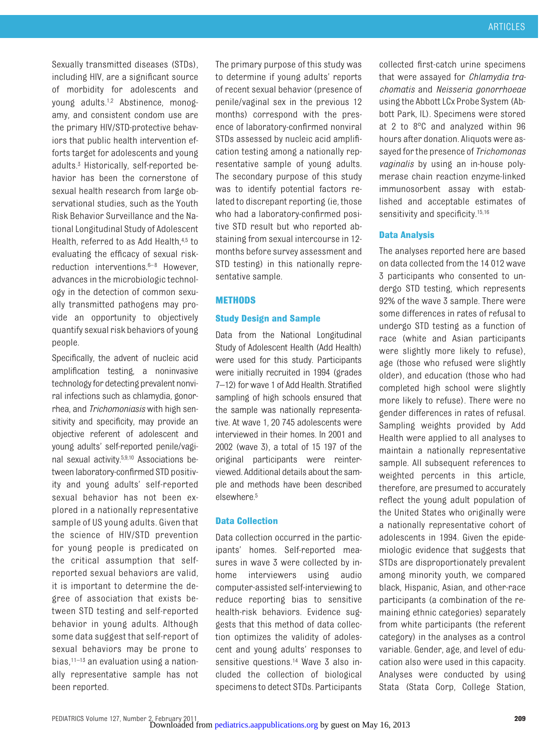Sexually transmitted diseases (STDs), including HIV, are a significant source of morbidity for adolescents and young adults.[1,2] Abstinence, monogamy, and consistent condom use are the primary HIV/STD-protective behaviors that public health intervention efforts target for adolescents and young adults.[3] Historically, self-reported behavior has been the cornerstone of sexual health research from large observational studies, such as the Youth Risk Behavior Surveillance and the National Longitudinal Study of Adolescent Health, referred to as Add Health,[4,5] to evaluating the efficacy of sexual risk-reduction interventions.[6–8] However, advances in the microbiologic technology in the detection of common sexually transmitted pathogens may provide an opportunity to objectively quantify sexual risk behaviors of young people.

Specifically, the advent of nucleic acid amplification testing, a noninvasive technology for detecting prevalent nonviral infections such as chlamydia, gonorrhea, and *Trichomoniasis* with high sensitivity and specificity, may provide an objective referent of adolescent and young adults' self-reported penile/vaginal sexual activity.[5,9,10] Associations between laboratory-confirmed STD positivity and young adults' self-reported sexual behavior has not been explored in a nationally representative sample of US young adults. Given that the science of HIV/STD prevention for young people is predicated on the critical assumption that self-reported sexual behaviors are valid, it is important to determine the degree of association that exists between STD testing and self-reported behavior in young adults. Although some data suggest that self-report of sexual behaviors may be prone to bias,[11–13] an evaluation using a nationally representative sample has not been reported.

The primary purpose of this study was to determine if young adults' reports of recent sexual behavior (presence of penile/vaginal sex in the previous 12 months) correspond with the presence of laboratory-confirmed nonviral STDs assessed by nucleic acid amplification testing among a nationally representative sample of young adults. The secondary purpose of this study was to identify potential factors related to discrepant reporting (ie, those who had a laboratory-confirmed positive STD result but who reported abstaining from sexual intercourse in 12-months before survey assessment and STD testing) in this nationally representative sample.

## METHODS

### Study Design and Sample

Data from the National Longitudinal Study of Adolescent Health (Add Health) were used for this study. Participants were initially recruited in 1994 (grades 7–12) for wave 1 of Add Health. Stratified sampling of high schools ensured that the sample was nationally representative. At wave 1, 20 745 adolescents were interviewed in their homes. In 2001 and 2002 (wave 3), a total of 15 197 of the original participants were reinterviewed. Additional details about the sample and methods have been described elsewhere.[5]

### Data Collection

Data collection occurred in the participants' homes. Self-reported measures in wave 3 were collected by in-home interviewers using audio computer-assisted self-interviewing to reduce reporting bias to sensitive health-risk behaviors. Evidence suggests that this method of data collection optimizes the validity of adolescent and young adults' responses to sensitive questions.[14] Wave 3 also included the collection of biological specimens to detect STDs. Participants collected first-catch urine specimens that were assayed for *Chlamydia trachomatis* and *Neisseria gonorrhoeae* using the Abbott LCx Probe System (Abbott Park, IL). Specimens were stored at 2 to 8°C and analyzed within 96 hours after donation. Aliquots were assayed for the presence of *Trichomonas vaginalis* by using an in-house polymerase chain reaction enzyme-linked immunosorbent assay with established and acceptable estimates of sensitivity and specificity.[15,16]

### Data Analysis

The analyses reported here are based on data collected from the 14 012 wave 3 participants who consented to undergo STD testing, which represents 92% of the wave 3 sample. There were some differences in rates of refusal to undergo STD testing as a function of race (white and Asian participants were slightly more likely to refuse), age (those who refused were slightly older), and education (those who had completed high school were slightly more likely to refuse). There were no gender differences in rates of refusal. Sampling weights provided by Add Health were applied to all analyses to maintain a nationally representative sample. All subsequent references to weighted percents in this article, therefore, are presumed to accurately reflect the young adult population of the United States who originally were a nationally representative cohort of adolescents in 1994. Given the epidemiologic evidence that suggests that STDs are disproportionately prevalent among minority youth, we compared black, Hispanic, Asian, and other-race participants (a combination of the remaining ethnic categories) separately from white participants (the referent category) in the analyses as a control variable. Gender, age, and level of education also were used in this capacity. Analyses were conducted by using Stata (Stata Corp, College Station,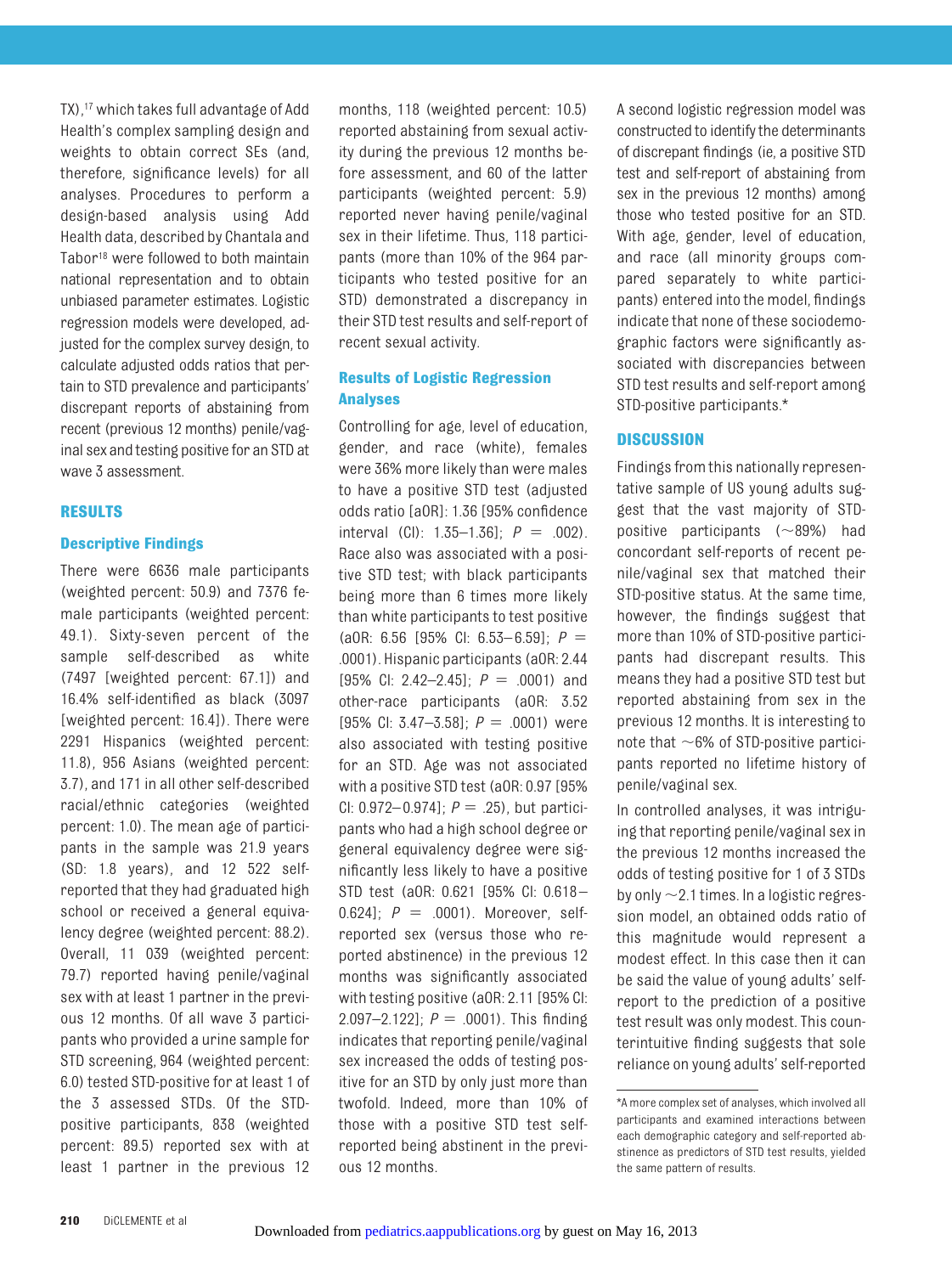TX),[17] which takes full advantage of Add Health's complex sampling design and weights to obtain correct SEs (and, therefore, significance levels) for all analyses. Procedures to perform a design-based analysis using Add Health data, described by Chantala and Tabor[18] were followed to both maintain national representation and to obtain unbiased parameter estimates. Logistic regression models were developed, adjusted for the complex survey design, to calculate adjusted odds ratios that pertain to STD prevalence and participants' discrepant reports of abstaining from recent (previous 12 months) penile/vaginal sex and testing positive for an STD at wave 3 assessment.

## RESULTS

### Descriptive Findings

There were 6636 male participants (weighted percent: 50.9) and 7376 female participants (weighted percent: 49.1). Sixty-seven percent of the sample self-described as white (7497 [weighted percent: 67.1]) and 16.4% self-identified as black (3097 [weighted percent: 16.4]). There were 2291 Hispanics (weighted percent: 11.8), 956 Asians (weighted percent: 3.7), and 171 in all other self-described racial/ethnic categories (weighted percent: 1.0). The mean age of participants in the sample was 21.9 years (SD: 1.8 years), and 12 522 self-reported that they had graduated high school or received a general equivalency degree (weighted percent: 88.2). Overall, 11 039 (weighted percent: 79.7) reported having penile/vaginal sex with at least 1 partner in the previous 12 months. Of all wave 3 participants who provided a urine sample for STD screening, 964 (weighted percent: 6.0) tested STD-positive for at least 1 of the 3 assessed STDs. Of the STD-positive participants, 838 (weighted percent: 89.5) reported sex with at least 1 partner in the previous 12 months, 118 (weighted percent: 10.5) reported abstaining from sexual activity during the previous 12 months before assessment, and 60 of the latter participants (weighted percent: 5.9) reported never having penile/vaginal sex in their lifetime. Thus, 118 participants (more than 10% of the 964 participants who tested positive for an STD) demonstrated a discrepancy in their STD test results and self-report of recent sexual activity.

### Results of Logistic Regression Analyses

Controlling for age, level of education, gender, and race (white), females were 36% more likely than were males to have a positive STD test (adjusted odds ratio [aOR]: 1.36 [95% confidence interval (CI): 1.35–1.36]; $P = .002$). Race also was associated with a positive STD test; with black participants being more than 6 times more likely than white participants to test positive (aOR: 6.56 [95% CI: 6.53–6.59]; $P = .0001$). Hispanic participants (aOR: 2.44 [95% CI: 2.42–2.45]; $P = .0001$) and other-race participants (aOR: 3.52 [95% CI: 3.47–3.58]; $P = .0001$) were also associated with testing positive for an STD. Age was not associated with a positive STD test (aOR: 0.97 [95% CI: 0.972–0.974]; $P = .25$), but participants who had a high school degree or general equivalency degree were significantly less likely to have a positive STD test (aOR: 0.621 [95% CI: 0.618–0.624]; $P = .0001$). Moreover, self-reported sex (versus those who reported abstinence) in the previous 12 months was significantly associated with testing positive (aOR: 2.11 [95% CI: 2.097–2.122]; $P = .0001$). This finding indicates that reporting penile/vaginal sex increased the odds of testing positive for an STD by only just more than twofold. Indeed, more than 10% of those with a positive STD test self-reported being abstinent in the previous 12 months.

A second logistic regression model was constructed to identify the determinants of discrepant findings (ie, a positive STD test and self-report of abstaining from sex in the previous 12 months) among those who tested positive for an STD. With age, gender, level of education, and race (all minority groups compared separately to white participants) entered into the model, findings indicate that none of these sociodemographic factors were significantly associated with discrepancies between STD test results and self-report among STD-positive participants.*

## DISCUSSION

Findings from this nationally representative sample of US young adults suggest that the vast majority of STD-positive participants (~89%) had concordant self-reports of recent penile/vaginal sex that matched their STD-positive status. At the same time, however, the findings suggest that more than 10% of STD-positive participants had discrepant results. This means they had a positive STD test but reported abstaining from sex in the previous 12 months. It is interesting to note that ~6% of STD-positive participants reported no lifetime history of penile/vaginal sex.

In controlled analyses, it was intriguing that reporting penile/vaginal sex in the previous 12 months increased the odds of testing positive for 1 of 3 STDs by only ~2.1 times. In a logistic regression model, an obtained odds ratio of this magnitude would represent a modest effect. In this case then it can be said the value of young adults' self-report to the prediction of a positive test result was only modest. This counterintuitive finding suggests that sole reliance on young adults' self-reported

*A more complex set of analyses, which involved all participants and examined interactions between each demographic category and self-reported abstinence as predictors of STD test results, yielded the same pattern of results.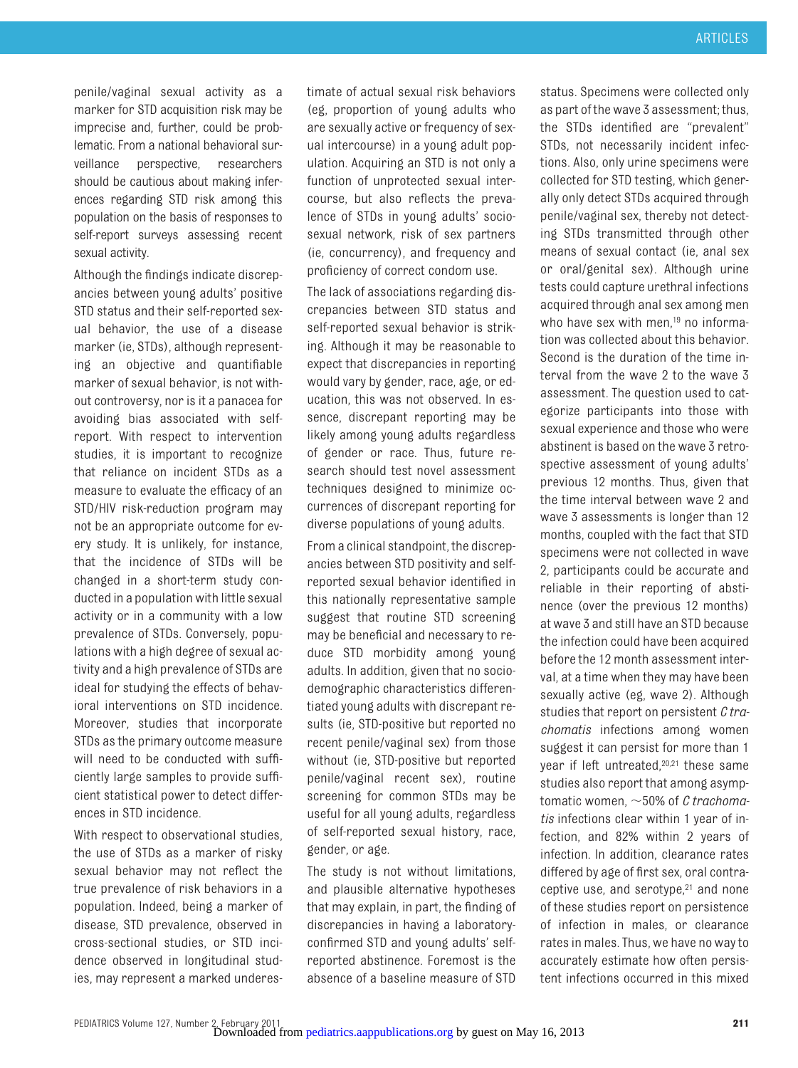penile/vaginal sexual activity as a marker for STD acquisition risk may be imprecise and, further, could be problematic. From a national behavioral surveillance perspective, researchers should be cautious about making inferences regarding STD risk among this population on the basis of responses to self-report surveys assessing recent sexual activity.

Although the findings indicate discrepancies between young adults' positive STD status and their self-reported sexual behavior, the use of a disease marker (ie, STDs), although representing an objective and quantifiable marker of sexual behavior, is not without controversy, nor is it a panacea for avoiding bias associated with self-report. With respect to intervention studies, it is important to recognize that reliance on incident STDs as a measure to evaluate the efficacy of an STD/HIV risk-reduction program may not be an appropriate outcome for every study. It is unlikely, for instance, that the incidence of STDs will be changed in a short-term study conducted in a population with little sexual activity or in a community with a low prevalence of STDs. Conversely, populations with a high degree of sexual activity and a high prevalence of STDs are ideal for studying the effects of behavioral interventions on STD incidence. Moreover, studies that incorporate STDs as the primary outcome measure will need to be conducted with sufficiently large samples to provide sufficient statistical power to detect differences in STD incidence.

With respect to observational studies, the use of STDs as a marker of risky sexual behavior may not reflect the true prevalence of risk behaviors in a population. Indeed, being a marker of disease, STD prevalence, observed in cross-sectional studies, or STD incidence observed in longitudinal studies, may represent a marked underestimate of actual sexual risk behaviors (eg, proportion of young adults who are sexually active or frequency of sexual intercourse) in a young adult population. Acquiring an STD is not only a function of unprotected sexual intercourse, but also reflects the prevalence of STDs in young adults' sociosexual network, risk of sex partners (ie, concurrency), and frequency and proficiency of correct condom use.

The lack of associations regarding discrepancies between STD status and self-reported sexual behavior is striking. Although it may be reasonable to expect that discrepancies in reporting would vary by gender, race, age, or education, this was not observed. In essence, discrepant reporting may be likely among young adults regardless of gender or race. Thus, future research should test novel assessment techniques designed to minimize occurrences of discrepant reporting for diverse populations of young adults.

From a clinical standpoint, the discrepancies between STD positivity and self-reported sexual behavior identified in this nationally representative sample suggest that routine STD screening may be beneficial and necessary to reduce STD morbidity among young adults. In addition, given that no sociodemographic characteristics differentiated young adults with discrepant results (ie, STD-positive but reported no recent penile/vaginal sex) from those without (ie, STD-positive but reported penile/vaginal recent sex), routine screening for common STDs may be useful for all young adults, regardless of self-reported sexual history, race, gender, or age.

The study is not without limitations, and plausible alternative hypotheses that may explain, in part, the finding of discrepancies in having a laboratory-confirmed STD and young adults' self-reported abstinence. Foremost is the absence of a baseline measure of STD status. Specimens were collected only as part of the wave 3 assessment; thus, the STDs identified are "prevalent" STDs, not necessarily incident infections. Also, only urine specimens were collected for STD testing, which generally only detect STDs acquired through penile/vaginal sex, thereby not detecting STDs transmitted through other means of sexual contact (ie, anal sex or oral/genital sex). Although urine tests could capture urethral infections acquired through anal sex among men who have sex with men,[19] no information was collected about this behavior. Second is the duration of the time interval from the wave 2 to the wave 3 assessment. The question used to categorize participants into those with sexual experience and those who were abstinent is based on the wave 3 retrospective assessment of young adults' previous 12 months. Thus, given that the time interval between wave 2 and wave 3 assessments is longer than 12 months, coupled with the fact that STD specimens were not collected in wave 2, participants could be accurate and reliable in their reporting of abstinence (over the previous 12 months) at wave 3 and still have an STD because the infection could have been acquired before the 12 month assessment interval, at a time when they may have been sexually active (eg, wave 2). Although studies that report on persistent *C trachomatis* infections among women suggest it can persist for more than 1 year if left untreated,[20,21] these same studies also report that among asymptomatic women, ~50% of *C trachomatis* infections clear within 1 year of infection, and 82% within 2 years of infection. In addition, clearance rates differed by age of first sex, oral contraceptive use, and serotype,[21] and none of these studies report on persistence of infection in males, or clearance rates in males. Thus, we have no way to accurately estimate how often persistent infections occurred in this mixed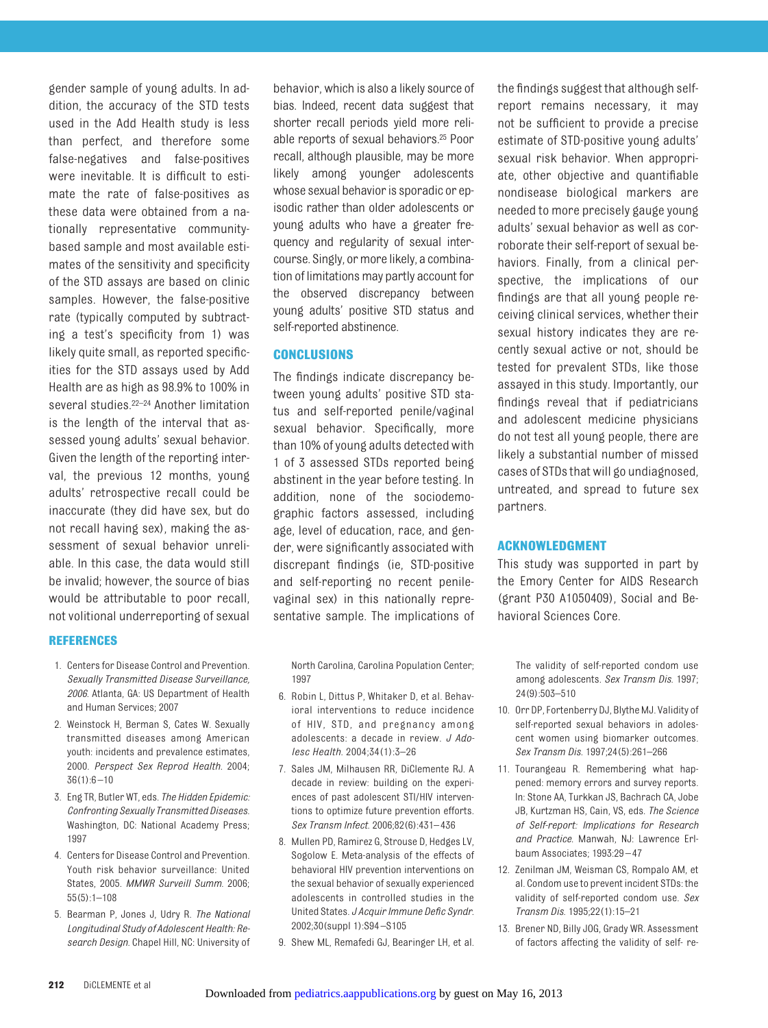gender sample of young adults. In addition, the accuracy of the STD tests used in the Add Health study is less than perfect, and therefore some false-negatives and false-positives were inevitable. It is difficult to estimate the rate of false-positives as these data were obtained from a nationally representative community-based sample and most available estimates of the sensitivity and specificity of the STD assays are based on clinic samples. However, the false-positive rate (typically computed by subtracting a test's specificity from 1) was likely quite small, as reported specificities for the STD assays used by Add Health are as high as 98.9% to 100% in several studies.[22–24] Another limitation is the length of the interval that assessed young adults' sexual behavior. Given the length of the reporting interval, the previous 12 months, young adults' retrospective recall could be inaccurate (they did have sex, but do not recall having sex), making the assessment of sexual behavior unreliable. In this case, the data would still be invalid; however, the source of bias would be attributable to poor recall, not volitional underreporting of sexual behavior, which is also a likely source of bias. Indeed, recent data suggest that shorter recall periods yield more reliable reports of sexual behaviors.[25] Poor recall, although plausible, may be more likely among younger adolescents whose sexual behavior is sporadic or episodic rather than older adolescents or young adults who have a greater frequency and regularity of sexual intercourse. Singly, or more likely, a combination of limitations may partly account for the observed discrepancy between young adults' positive STD status and self-reported abstinence.

## CONCLUSIONS

The findings indicate discrepancy between young adults' positive STD status and self-reported penile/vaginal sexual behavior. Specifically, more than 10% of young adults detected with 1 of 3 assessed STDs reported being abstinent in the year before testing. In addition, none of the sociodemographic factors assessed, including age, level of education, race, and gender, were significantly associated with discrepant findings (ie, STD-positive and self-reporting no recent penile-vaginal sex) in this nationally representative sample. The implications of the findings suggest that although self-report remains necessary, it may not be sufficient to provide a precise estimate of STD-positive young adults' sexual risk behavior. When appropriate, other objective and quantifiable nondisease biological markers are needed to more precisely gauge young adults' sexual behavior as well as corroborate their self-report of sexual behaviors. Finally, from a clinical perspective, the implications of our findings are that all young people receiving clinical services, whether their sexual history indicates they are recently sexual active or not, should be tested for prevalent STDs, like those assayed in this study. Importantly, our findings reveal that if pediatricians and adolescent medicine physicians do not test all young people, there are likely a substantial number of missed cases of STDs that will go undiagnosed, untreated, and spread to future sex partners.

## ACKNOWLEDGMENT

This study was supported in part by the Emory Center for AIDS Research (grant P30 A1050409), Social and Behavioral Sciences Core.

## REFERENCES

1. Centers for Disease Control and Prevention. *Sexually Transmitted Disease Surveillance, 2006*. Atlanta, GA: US Department of Health and Human Services; 2007
2. Weinstock H, Berman S, Cates W. Sexually transmitted diseases among American youth: incidents and prevalence estimates, 2000. *Perspect Sex Reprod Health*. 2004; 36(1):6–10
3. Eng TR, Butler WT, eds. *The Hidden Epidemic: Confronting Sexually Transmitted Diseases*. Washington, DC: National Academy Press; 1997
4. Centers for Disease Control and Prevention. Youth risk behavior surveillance: United States, 2005. *MMWR Surveill Summ*. 2006; 55(5):1–108
5. Bearman P, Jones J, Udry R. *The National Longitudinal Study of Adolescent Health: Research Design*. Chapel Hill, NC: University of North Carolina, Carolina Population Center; 1997
6. Robin L, Dittus P, Whitaker D, et al. Behavioral interventions to reduce incidence of HIV, STD, and pregnancy among adolescents: a decade in review. *J Adolesc Health*. 2004;34(1):3–26
7. Sales JM, Milhausen RR, DiClemente RJ. A decade in review: building on the experiences of past adolescent STI/HIV interventions to optimize future prevention efforts. *Sex Transm Infect*. 2006;82(6):431–436
8. Mullen PD, Ramirez G, Strouse D, Hedges LV, Sogolow E. Meta-analysis of the effects of behavioral HIV prevention interventions on the sexual behavior of sexually experienced adolescents in controlled studies in the United States. *J Acquir Immune Defic Syndr*. 2002;30(suppl 1):S94–S105
9. Shew ML, Remafedi GJ, Bearinger LH, et al. The validity of self-reported condom use among adolescents. *Sex Transm Dis*. 1997; 24(9):503–510
10. Orr DP, Fortenberry DJ, Blythe MJ. Validity of self-reported sexual behaviors in adolescent women using biomarker outcomes. *Sex Transm Dis*. 1997;24(5):261–266
11. Tourangeau R. Remembering what happened: memory errors and survey reports. In: Stone AA, Turkkan JS, Bachrach CA, Jobe JB, Kurtzman HS, Cain, VS, eds. *The Science of Self-report: Implications for Research and Practice*. Manwah, NJ: Lawrence Erlbaum Associates; 1993:29–47
12. Zenilman JM, Weisman CS, Rompalo AM, et al. Condom use to prevent incident STDs: the validity of self-reported condom use. *Sex Transm Dis*. 1995;22(1):15–21
13. Brener ND, Billy JOG, Grady WR. Assessment of factors affecting the validity of self- re-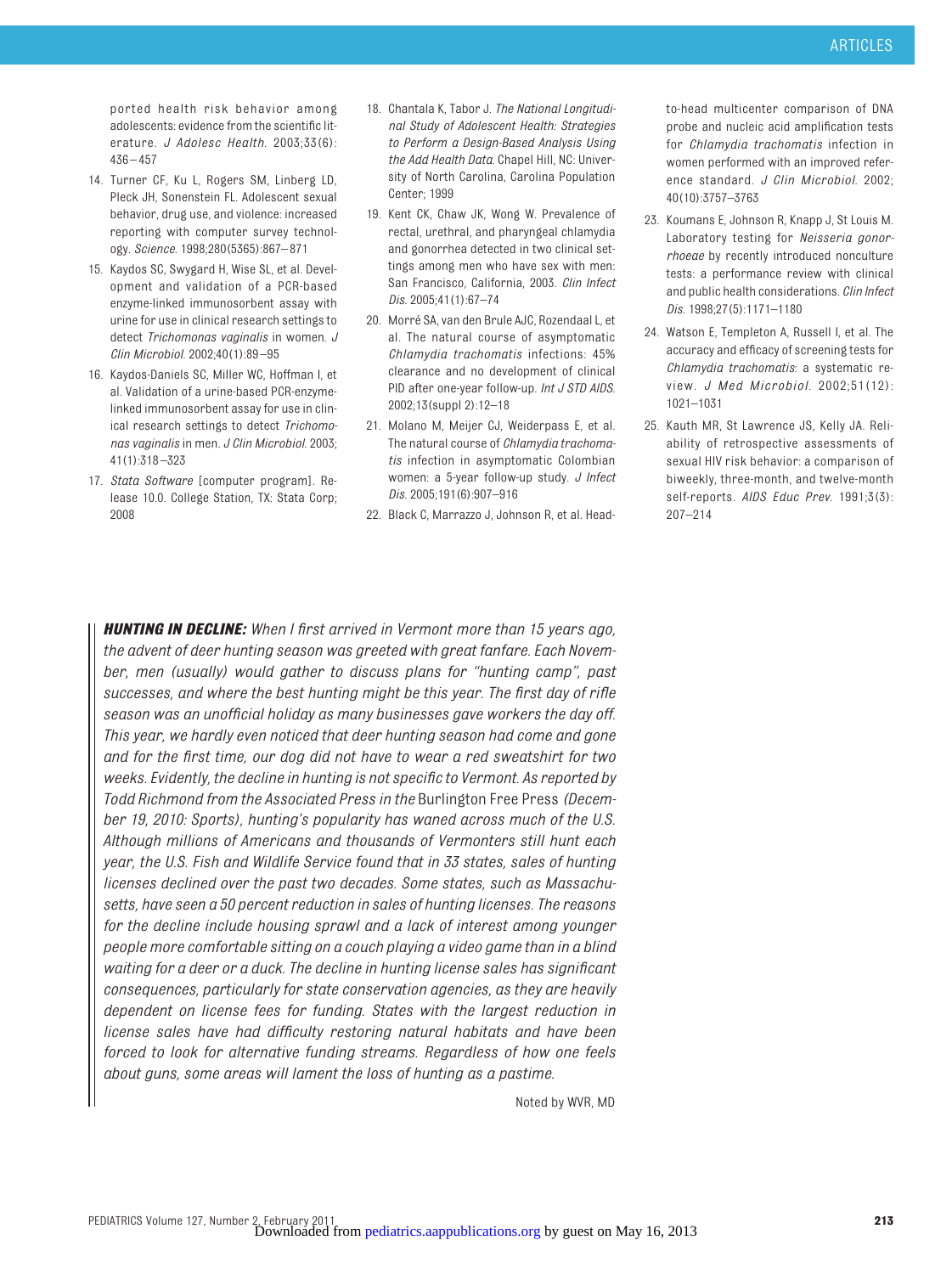ported health risk behavior among adolescents: evidence from the scientific literature. *J Adolesc Health*. 2003;33(6):436–457

14. Turner CF, Ku L, Rogers SM, Linberg LD, Pleck JH, Sonenstein FL. Adolescent sexual behavior, drug use, and violence: increased reporting with computer survey technology. *Science*. 1998;280(5365):867–871
15. Kaydos SC, Swygard H, Wise SL, et al. Development and validation of a PCR-based enzyme-linked immunosorbent assay with urine for use in clinical research settings to detect *Trichomonas vaginalis* in women. *J Clin Microbiol*. 2002;40(1):89–95
16. Kaydos-Daniels SC, Miller WC, Hoffman I, et al. Validation of a urine-based PCR-enzyme-linked immunosorbent assay for use in clinical research settings to detect *Trichomonas vaginalis* in men. *J Clin Microbiol*. 2003;41(1):318–323
17. *Stata Software* [computer program]. Release 10.0. College Station, TX: Stata Corp; 2008
18. Chantala K, Tabor J. *The National Longitudinal Study of Adolescent Health: Strategies to Perform a Design-Based Analysis Using the Add Health Data*. Chapel Hill, NC: University of North Carolina, Carolina Population Center; 1999
19. Kent CK, Chaw JK, Wong W. Prevalence of rectal, urethral, and pharyngeal chlamydia and gonorrhea detected in two clinical settings among men who have sex with men: San Francisco, California, 2003. *Clin Infect Dis*. 2005;41(1):67–74
20. Morré SA, van den Brule AJC, Rozendaal L, et al. The natural course of asymptomatic *Chlamydia trachomatis* infections: 45% clearance and no development of clinical PID after one-year follow-up. *Int J STD AIDS*. 2002;13(suppl 2):12–18
21. Molano M, Meijer CJ, Weiderpass E, et al. The natural course of *Chlamydia trachomatis* infection in asymptomatic Colombian women: a 5-year follow-up study. *J Infect Dis*. 2005;191(6):907–916
22. Black C, Marrazzo J, Johnson R, et al. Head-to-head multicenter comparison of DNA probe and nucleic acid amplification tests for *Chlamydia trachomatis* infection in women performed with an improved reference standard. *J Clin Microbiol*. 2002;40(10):3757–3763
23. Koumans E, Johnson R, Knapp J, St Louis M. Laboratory testing for *Neisseria gonorrhoeae* by recently introduced nonculture tests: a performance review with clinical and public health considerations. *Clin Infect Dis*. 1998;27(5):1171–1180
24. Watson E, Templeton A, Russell I, et al. The accuracy and efficacy of screening tests for *Chlamydia trachomatis*: a systematic review. *J Med Microbiol*. 2002;51(12):1021–1031
25. Kauth MR, St Lawrence JS, Kelly JA. Reliability of retrospective assessments of sexual HIV risk behavior: a comparison of biweekly, three-month, and twelve-month self-reports. *AIDS Educ Prev*. 1991;3(3):207–214

***HUNTING IN DECLINE:*** *When I first arrived in Vermont more than 15 years ago, the advent of deer hunting season was greeted with great fanfare. Each November, men (usually) would gather to discuss plans for "hunting camp", past successes, and where the best hunting might be this year. The first day of rifle season was an unofficial holiday as many businesses gave workers the day off. This year, we hardly even noticed that deer hunting season had come and gone and for the first time, our dog did not have to wear a red sweatshirt for two weeks. Evidently, the decline in hunting is not specific to Vermont. As reported by Todd Richmond from the Associated Press in the* Burlington Free Press *(December 19, 2010: Sports), hunting's popularity has waned across much of the U.S. Although millions of Americans and thousands of Vermonters still hunt each year, the U.S. Fish and Wildlife Service found that in 33 states, sales of hunting licenses declined over the past two decades. Some states, such as Massachusetts, have seen a 50 percent reduction in sales of hunting licenses. The reasons for the decline include housing sprawl and a lack of interest among younger people more comfortable sitting on a couch playing a video game than in a blind waiting for a deer or a duck. The decline in hunting license sales has significant consequences, particularly for state conservation agencies, as they are heavily dependent on license fees for funding. States with the largest reduction in license sales have had difficulty restoring natural habitats and have been forced to look for alternative funding streams. Regardless of how one feels about guns, some areas will lament the loss of hunting as a pastime.*

Noted by WVR, MD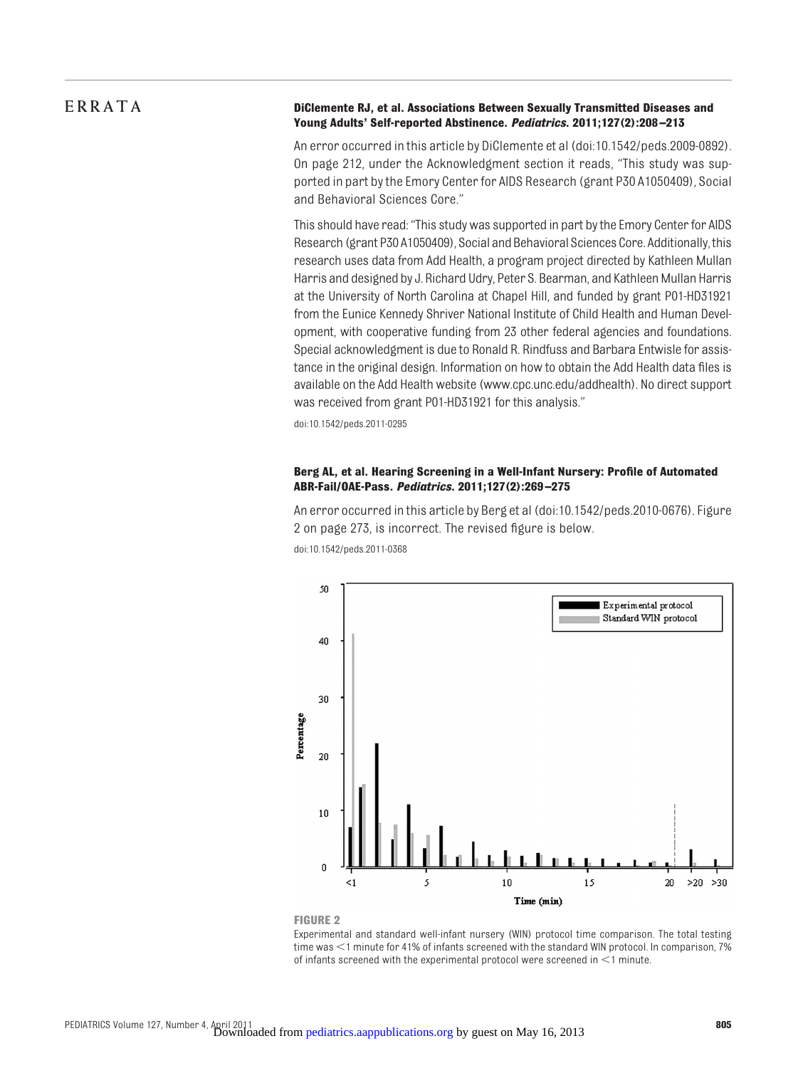# ERRATA

**DiClemente RJ, et al. Associations Between Sexually Transmitted Diseases and Young Adults' Self-reported Abstinence. *Pediatrics.* 2011;127(2):208–213**

An error occurred in this article by DiClemente et al (doi:10.1542/peds.2009-0892). On page 212, under the Acknowledgment section it reads, "This study was supported in part by the Emory Center for AIDS Research (grant P30 A1050409), Social and Behavioral Sciences Core."

This should have read: "This study was supported in part by the Emory Center for AIDS Research (grant P30 A1050409), Social and Behavioral Sciences Core. Additionally, this research uses data from Add Health, a program project directed by Kathleen Mullan Harris and designed by J. Richard Udry, Peter S. Bearman, and Kathleen Mullan Harris at the University of North Carolina at Chapel Hill, and funded by grant P01-HD31921 from the Eunice Kennedy Shriver National Institute of Child Health and Human Development, with cooperative funding from 23 other federal agencies and foundations. Special acknowledgment is due to Ronald R. Rindfuss and Barbara Entwisle for assistance in the original design. Information on how to obtain the Add Health data files is available on the Add Health website (www.cpc.unc.edu/addhealth). No direct support was received from grant P01-HD31921 for this analysis."

doi:10.1542/peds.2011-0295

**Berg AL, et al. Hearing Screening in a Well-Infant Nursery: Profile of Automated ABR-Fail/OAE-Pass. *Pediatrics.* 2011;127(2):269–275**

An error occurred in this article by Berg et al (doi:10.1542/peds.2010-0676). Figure 2 on page 273, is incorrect. The revised figure is below.

doi:10.1542/peds.2011-0368

**FIGURE 2**

Experimental and standard well-infant nursery (WIN) protocol time comparison. The total testing time was <1 minute for 41% of infants screened with the standard WIN protocol. In comparison, 7% of infants screened with the experimental protocol were screened in <1 minute.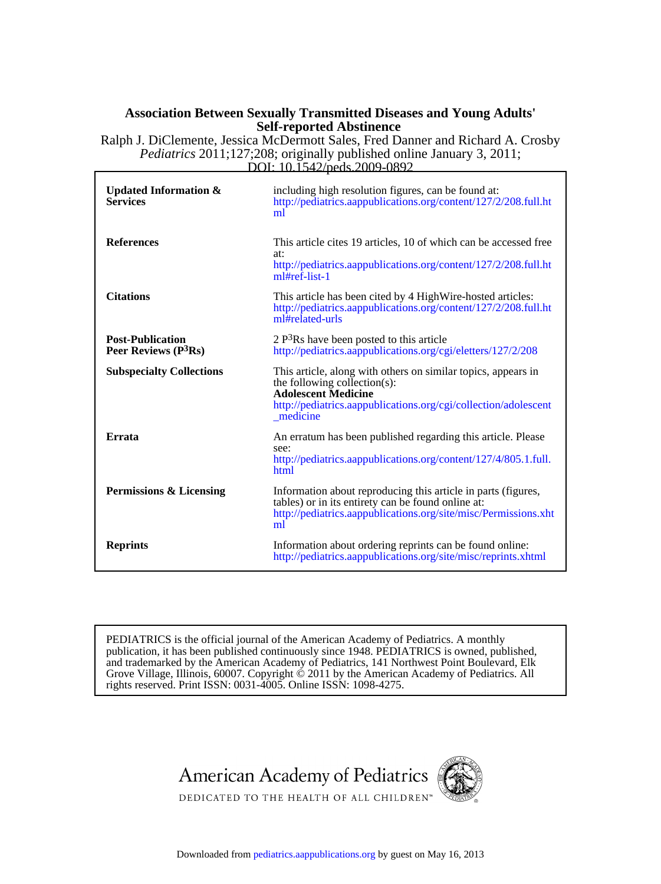**Association Between Sexually Transmitted Diseases and Young Adults' Self-reported Abstinence**

Ralph J. DiClemente, Jessica McDermott Sales, Fred Danner and Richard A. Crosby

*Pediatrics* 2011;127;208; originally published online January 3, 2011;

DOI: 10.1542/peds.2009-0892

| | |
|---|---|
| **Updated Information & Services** | including high resolution figures, can be found at: http://pediatrics.aappublications.org/content/127/2/208.full.html |
| **References** | This article cites 19 articles, 10 of which can be accessed free at: http://pediatrics.aappublications.org/content/127/2/208.full.html#ref-list-1 |
| **Citations** | This article has been cited by 4 HighWire-hosted articles: http://pediatrics.aappublications.org/content/127/2/208.full.html#related-urls |
| **Post-Publication Peer Reviews (P³Rs)** | 2 P³Rs have been posted to this article http://pediatrics.aappublications.org/cgi/eletters/127/2/208 |
| **Subspecialty Collections** | This article, along with others on similar topics, appears in the following collection(s): **Adolescent Medicine** http://pediatrics.aappublications.org/cgi/collection/adolescent_medicine |
| **Errata** | An erratum has been published regarding this article. Please see: http://pediatrics.aappublications.org/content/127/4/805.1.full.html |
| **Permissions & Licensing** | Information about reproducing this article in parts (figures, tables) or in its entirety can be found online at: http://pediatrics.aappublications.org/site/misc/Permissions.xhtml |
| **Reprints** | Information about ordering reprints can be found online: http://pediatrics.aappublications.org/site/misc/reprints.xhtml |

PEDIATRICS is the official journal of the American Academy of Pediatrics. A monthly publication, it has been published continuously since 1948. PEDIATRICS is owned, published, and trademarked by the American Academy of Pediatrics, 141 Northwest Point Boulevard, Elk Grove Village, Illinois, 60007. Copyright © 2011 by the American Academy of Pediatrics. All rights reserved. Print ISSN: 0031-4005. Online ISSN: 1098-4275.

American Academy of Pediatrics

DEDICATED TO THE HEALTH OF ALL CHILDREN™